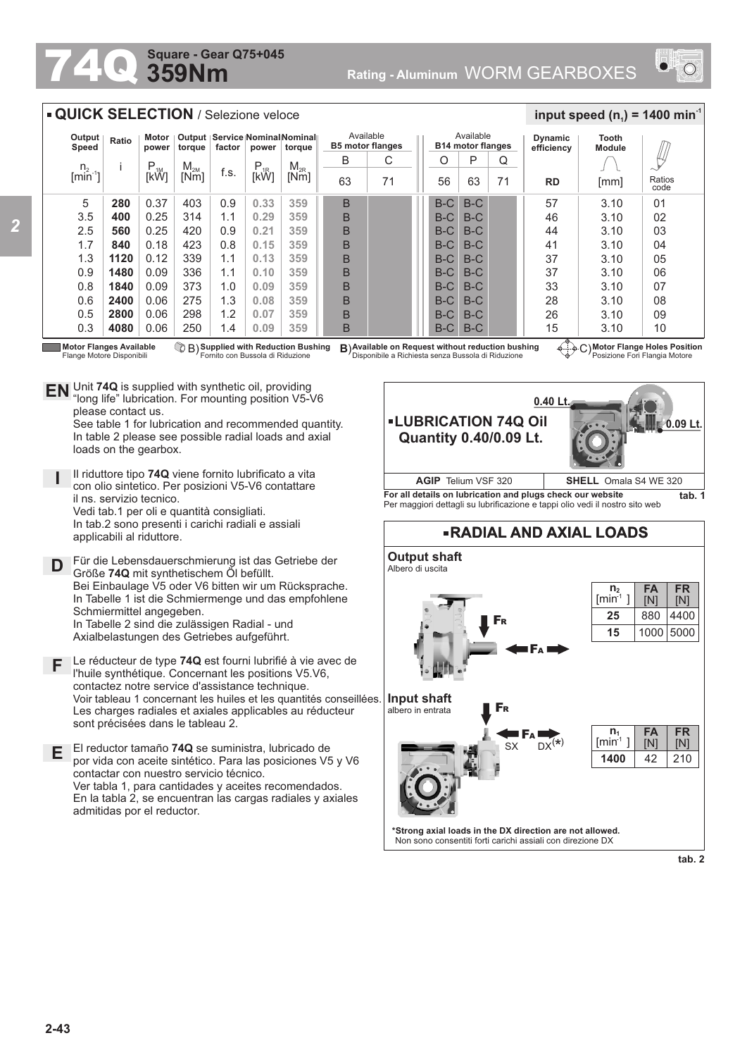# 74Q 359Nm

**Square - Gear Q75+045**

**Rating - Aluminum** WORM GEARBOXES

## QUICK SELECTION / Selezione veloce

**input speed ($n_1$) = 1400 min$^{-1}$**

| Output Speed $n_2$ [min$^{-1}$] | Ratio i | Motor power $P_{1M}$ [kW] | Output torque $M_{2M}$ [Nm] | Service factor f.s. | Nominal power $P_{1R}$ [kW] | Nominal torque $M_{2R}$ [Nm] | Available B5 motor flanges B 63 | C 71 | Available B14 motor flanges O 56 | P 63 | Q 71 | Dynamic efficiency RD | Tooth Module [mm] | Ratios code |
|---|---|---|---|---|---|---|---|---|---|---|---|---|---|---|
| 5 | **280** | 0.37 | 403 | 0.9 | 0.33 | 359 | B | | B-C | B-C | | 57 | 3.10 | 01 |
| 3.5 | **400** | 0.25 | 314 | 1.1 | 0.29 | 359 | B | | B-C | B-C | | 46 | 3.10 | 02 |
| 2.5 | **560** | 0.25 | 420 | 0.9 | 0.21 | 359 | B | | B-C | B-C | | 44 | 3.10 | 03 |
| 1.7 | **840** | 0.18 | 423 | 0.8 | 0.15 | 359 | B | | B-C | B-C | | 41 | 3.10 | 04 |
| 1.3 | **1120** | 0.12 | 339 | 1.1 | 0.13 | 359 | B | | B-C | B-C | | 37 | 3.10 | 05 |
| 0.9 | **1480** | 0.09 | 336 | 1.1 | 0.10 | 359 | B | | B-C | B-C | | 37 | 3.10 | 06 |
| 0.8 | **1840** | 0.09 | 373 | 1.0 | 0.09 | 359 | B | | B-C | B-C | | 33 | 3.10 | 07 |
| 0.6 | **2400** | 0.06 | 275 | 1.3 | 0.08 | 359 | B | | B-C | B-C | | 28 | 3.10 | 08 |
| 0.5 | **2800** | 0.06 | 298 | 1.2 | 0.07 | 359 | B | | B-C | B-C | | 26 | 3.10 | 09 |
| 0.3 | **4080** | 0.06 | 250 | 1.4 | 0.09 | 359 | B | | B-C | B-C | | 15 | 3.10 | 10 |

**Motor Flanges Available** / Flange Motore Disponibili — B) **Supplied with Reduction Bushing** / Fornito con Bussola di Riduzione — **B) Available on Request without reduction bushing** / Disponibile a Richiesta senza Bussola di Riduzione — C) **Motor Flange Holes Position** / Posizione Fori Flangia Motore

**EN** Unit **74Q** is supplied with synthetic oil, providing "long life" lubrication. For mounting position V5-V6 please contact us.
See table 1 for lubrication and recommended quantity.
In table 2 please see possible radial loads and axial loads on the gearbox.

**I** Il riduttore tipo **74Q** viene fornito lubrificato a vita con olio sintetico. Per posizioni V5-V6 contattare il ns. servizio tecnico.
Vedi tab.1 per oli e quantità consigliati.
In tab.2 sono presenti i carichi radiali e assiali applicabili al riduttore.

**D** Für die Lebensdauerschmierung ist das Getriebe der Größe **74Q** mit synthetischem Öl befüllt.
Bei Einbaulage V5 oder V6 bitten wir um Rücksprache.
In Tabelle 1 ist die Schmiermenge und das empfohlene Schmiermittel angegeben.
In Tabelle 2 sind die zulässigen Radial - und Axialbelastungen des Getriebes aufgeführt.

**F** Le réducteur de type **74Q** est fourni lubrifié à vie avec de l'huile synthétique. Concernant les positions V5.V6, contactez notre service d'assistance technique.
Voir tableau 1 concernant les huiles et les quantités conseillées.
Les charges radiales et axiales applicables au réducteur sont précisées dans le tableau 2.

**E** El reductor tamaño **74Q** se suministra, lubricado de por vida con aceite sintético. Para las posiciones V5 y V6 contactar con nuestro servicio técnico.
Ver tabla 1, para cantidades y aceites recomendados.
En la tabla 2, se encuentran las cargas radiales y axiales admitidas por el reductor.

## LUBRICATION 74Q Oil Quantity 0.40/0.09 Lt.

0.40 Lt. — 0.09 Lt.

| AGIP Telium VSF 320 | SHELL Omala S4 WE 320 |
|---|---|

**For all details on lubrication and plugs check our website**
Per maggiori dettagli su lubrificazione e tappi olio vedi il nostro sito web

**tab. 1**

## RADIAL AND AXIAL LOADS

**Output shaft**
Albero di uscita

| $n_2$ [min$^{-1}$] | FA [N] | FR [N] |
|---|---|---|
| **25** | 880 | 4400 |
| **15** | 1000 | 5000 |

**Input shaft**
albero in entrata

FR — FA — SX — DX(*)

| $n_1$ [min$^{-1}$] | FA [N] | FR [N] |
|---|---|---|
| **1400** | 42 | 210 |

***Strong axial loads in the DX direction are not allowed.**
Non sono consentiti forti carichi assiali con direzione DX

**tab. 2**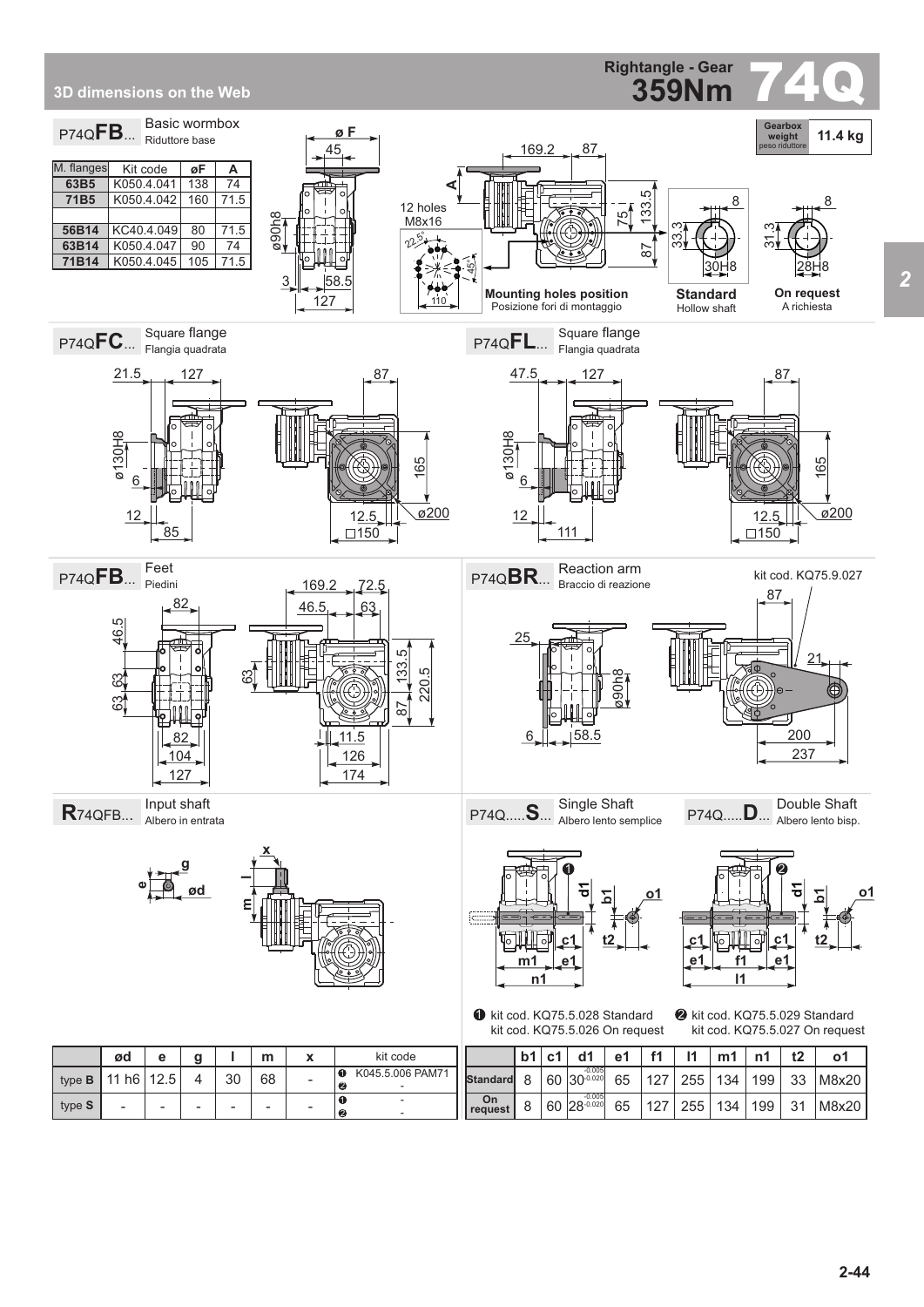3D dimensions on the Web

# Rightangle - Gear 359Nm 74Q

## P74QFB... Basic wormbox
Riduttore base

| M. flanges | Kit code | øF | A |
|---|---|---|---|
| 63B5 | K050.4.041 | 138 | 74 |
| 71B5 | K050.4.042 | 160 | 71.5 |
| | | | |
| 56B14 | KC40.4.049 | 80 | 71.5 |
| 63B14 | K050.4.047 | 90 | 74 |
| 71B14 | K050.4.045 | 105 | 71.5 |

| Gearbox weight peso riduttore | 11.4 kg |
|---|---|

ø F
45
ø90h8
3
58.5
127
A
169.2
87
133.5
75
87
12 holes M8x16
22.5°
45°
110

Mounting holes position
Posizione fori di montaggio

8
33.3
30H8

Standard
Hollow shaft

8
31.3
28H8

On request
A richiesta

## P74QFC... Square flange
Flangia quadrata

21.5
127
87
ø130H8
6
12
85
165
12.5
ø200
□150

## P74QFL... Square flange
Flangia quadrata

47.5
127
87
ø130H8
6
12
111
165
12.5
ø200
□150

## P74QFB... Feet
Piedini

82
46.5
63
63
82
104
127
169.2
72.5
46.5
63
63
133.5
220.5
87
11.5
126
174

## P74QBR... Reaction arm
Braccio di reazione

kit cod. KQ75.9.027
25
ø90h8
6
58.5
87
21
200
237

## R74QFB... Input shaft
Albero in entrata

x
g
e
ød
l
m

## P74Q.....S... Single Shaft
Albero lento semplice

## P74Q.....D... Double Shaft
Albero lento bisp.

d1
b1
o1
c1
t2
m1
e1
n1
d1
b1
o1
c1
c1
t2
e1
f1
e1
l1

❶ kit cod. KQ75.5.028 Standard
kit cod. KQ75.5.026 On request

❷ kit cod. KQ75.5.029 Standard
kit cod. KQ75.5.027 On request

| | ød | e | g | l | m | x | kit code |
|---|---|---|---|---|---|---|---|
| type B | 11 h6 | 12.5 | 4 | 30 | 68 | - | ❶ K045.5.006 PAM71 ❷ - |
| type S | - | - | - | - | - | - | ❶ - ❷ - |

| | b1 | c1 | d1 | e1 | f1 | l1 | m1 | n1 | t2 | o1 |
|---|---|---|---|---|---|---|---|---|---|---|
| Standard | 8 | 60 | $30^{-0.005}_{-0.020}$ | 65 | 127 | 255 | 134 | 199 | 33 | M8x20 |
| On request | 8 | 60 | $28^{-0.005}_{-0.020}$ | 65 | 127 | 255 | 134 | 199 | 31 | M8x20 |